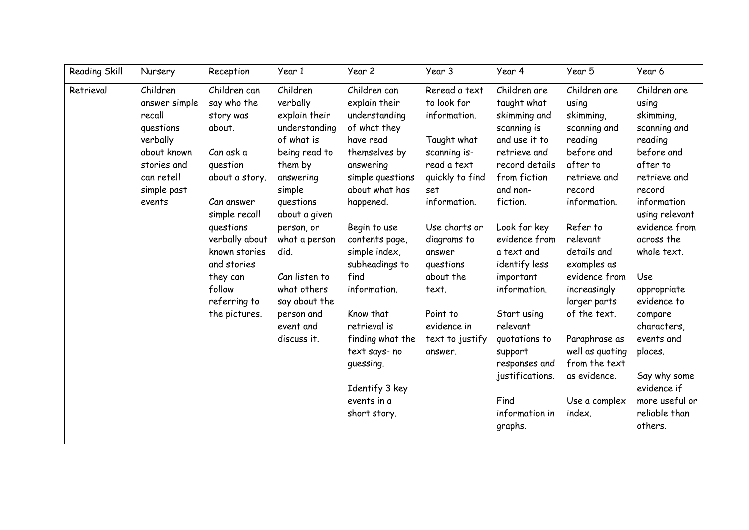| Reading Skill | Nursery | Reception | Year 1 | Year 2 | Year 3 | Year 4 | Year 5 | Year 6 |
|---|---|---|---|---|---|---|---|---|
| Retrieval | Children answer simple recall questions verbally about known stories and can retell simple past events | Children can say who the story was about.<br><br>Can ask a question about a story.<br><br>Can answer simple recall questions verbally about known stories and stories they can follow referring to the pictures. | Children verbally explain their understanding of what is being read to them by answering simple questions about a given person, or what a person did.<br><br>Can listen to what others say about the person and event and discuss it. | Children can explain their understanding of what they have read themselves by answering simple questions about what has happened.<br><br>Begin to use contents page, simple index, subheadings to find information.<br><br>Know that retrieval is finding what the text says- no guessing.<br><br>Identify 3 key events in a short story. | Reread a text to look for information.<br><br>Taught what scanning is- read a text quickly to find set information.<br><br>Use charts or diagrams to answer questions about the text.<br><br>Point to evidence in text to justify answer. | Children are taught what skimming and scanning is and use it to retrieve and record details from fiction and non-fiction.<br><br>Look for key evidence from a text and identify less important information.<br><br>Start using relevant quotations to support responses and justifications.<br><br>Find information in graphs. | Children are using skimming, scanning and reading before and after to retrieve and record information.<br><br>Refer to relevant details and examples as evidence from increasingly larger parts of the text.<br><br>Paraphrase as well as quoting from the text as evidence.<br><br>Use a complex index. | Children are using skimming, scanning and reading before and after to retrieve and record information using relevant evidence from across the whole text.<br><br>Use appropriate evidence to compare characters, events and places.<br><br>Say why some evidence if more useful or reliable than others. |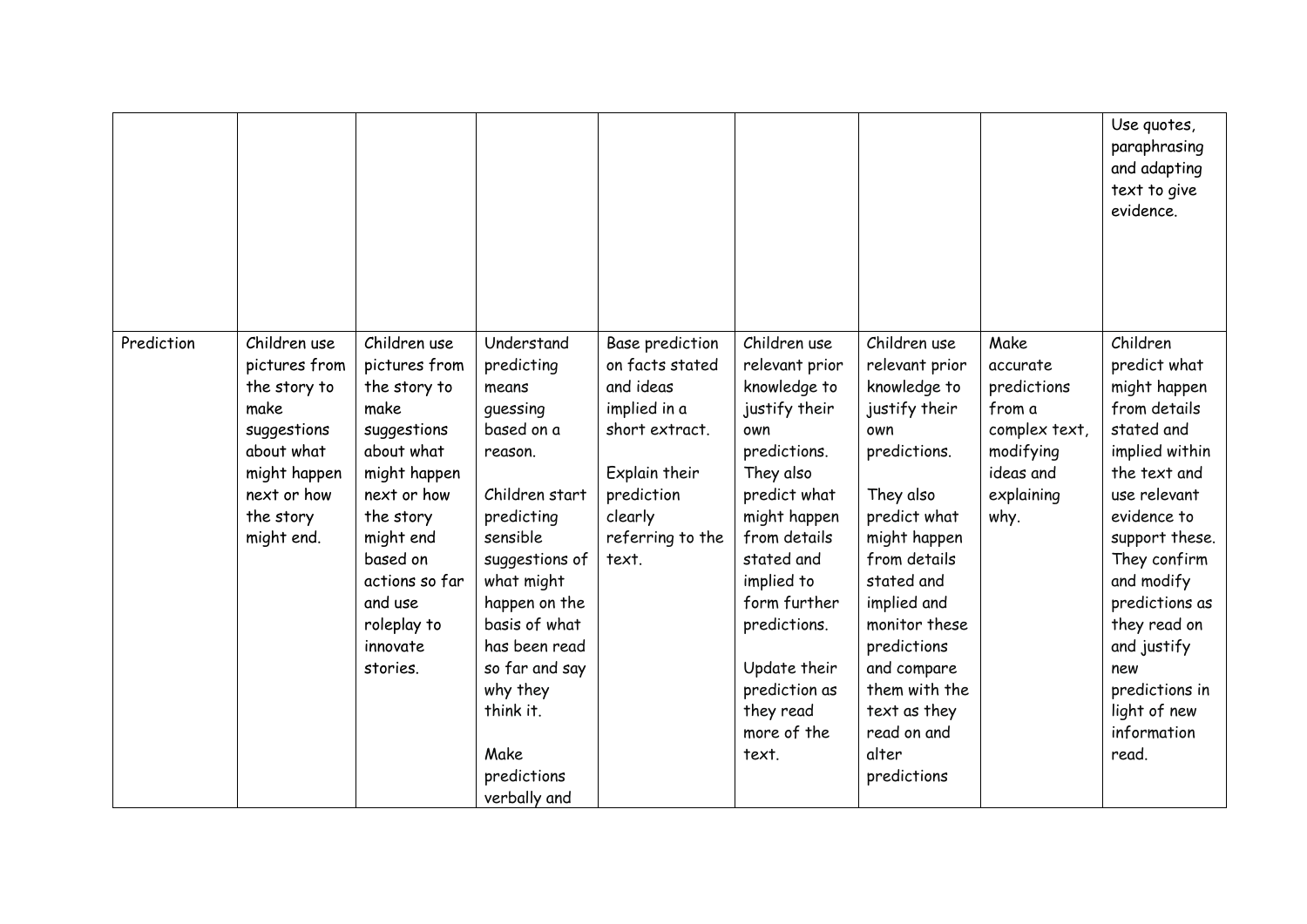| | | | | | | | | |
|---|---|---|---|---|---|---|---|---|
| | | | | | | | | Use quotes, paraphrasing and adapting text to give evidence. |
| Prediction | Children use pictures from the story to make suggestions about what might happen next or how the story might end. | Children use pictures from the story to make suggestions about what might happen next or how the story might end based on actions so far and use roleplay to innovate stories. | Understand predicting means guessing based on a reason.<br><br>Children start predicting sensible suggestions of what might happen on the basis of what has been read so far and say why they think it.<br><br>Make predictions verbally and | Base prediction on facts stated and ideas implied in a short extract.<br><br>Explain their prediction clearly referring to the text. | Children use relevant prior knowledge to justify their own predictions. They also predict what might happen from details stated and implied to form further predictions.<br><br>Update their prediction as they read more of the text. | Children use relevant prior knowledge to justify their own predictions.<br><br>They also predict what might happen from details stated and implied and monitor these predictions and compare them with the text as they read on and alter predictions | Make accurate predictions from a complex text, modifying ideas and explaining why. | Children predict what might happen from details stated and implied within the text and use relevant evidence to support these. They confirm and modify predictions as they read on and justify new predictions in light of new information read. |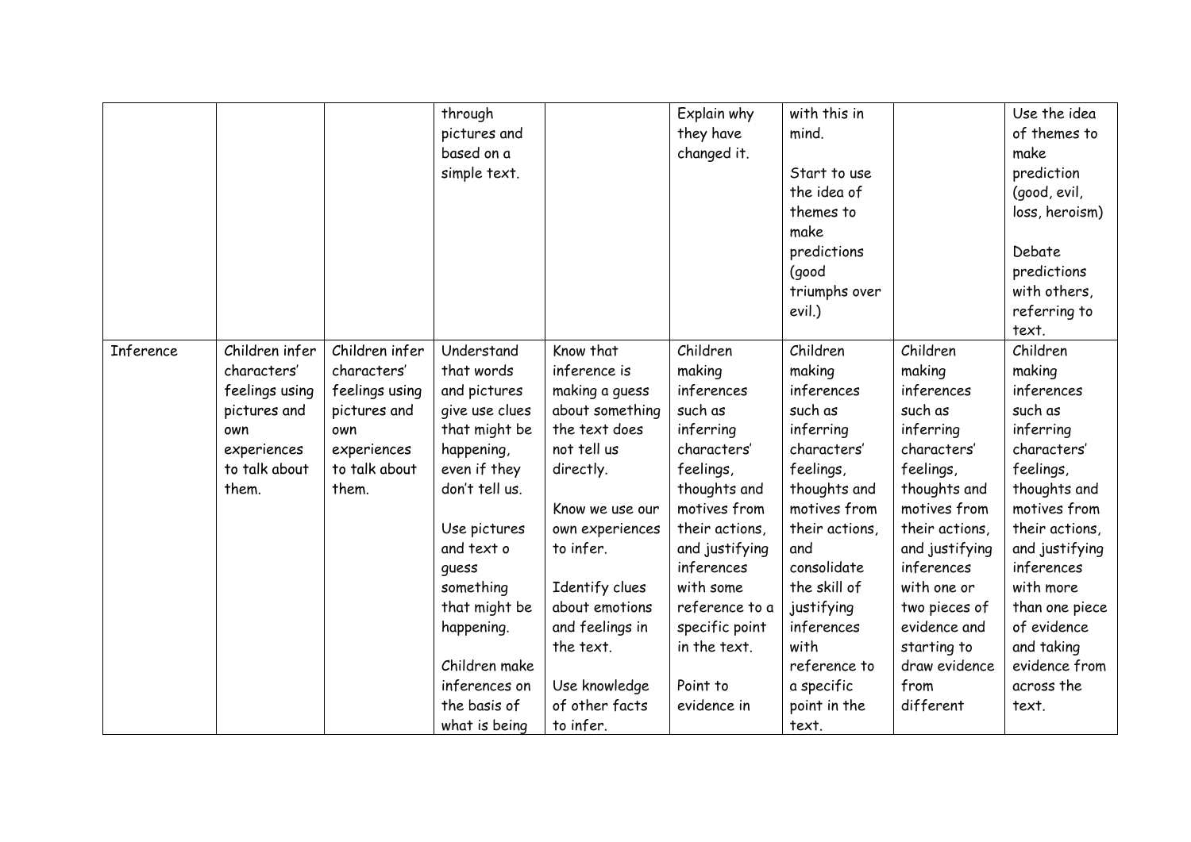| | | | | | | | | |
|---|---|---|---|---|---|---|---|---|
| | | | through pictures and based on a simple text. | | Explain why they have changed it. | with this in mind.<br><br>Start to use the idea of themes to make predictions (good triumphs over evil.) | | Use the idea of themes to make prediction (good, evil, loss, heroism)<br><br>Debate predictions with others, referring to text. |
| Inference | Children infer characters' feelings using pictures and own experiences to talk about them. | Children infer characters' feelings using pictures and own experiences to talk about them. | Understand that words and pictures give use clues that might be happening, even if they don't tell us.<br><br>Use pictures and text o guess something that might be happening.<br><br>Children make inferences on the basis of what is being | Know that inference is making a guess about something the text does not tell us directly.<br><br>Know we use our own experiences to infer.<br><br>Identify clues about emotions and feelings in the text.<br><br>Use knowledge of other facts to infer. | Children making inferences such as inferring characters' feelings, thoughts and motives from their actions, and justifying inferences with some reference to a specific point in the text.<br><br>Point to evidence in | Children making inferences such as inferring characters' feelings, thoughts and motives from their actions, and consolidate the skill of justifying inferences with reference to a specific point in the text. | Children making inferences such as inferring characters' feelings, thoughts and motives from their actions, and justifying inferences with one or two pieces of evidence and starting to draw evidence from different | Children making inferences such as inferring characters' feelings, thoughts and motives from their actions, and justifying inferences with more than one piece of evidence and taking evidence from across the text. |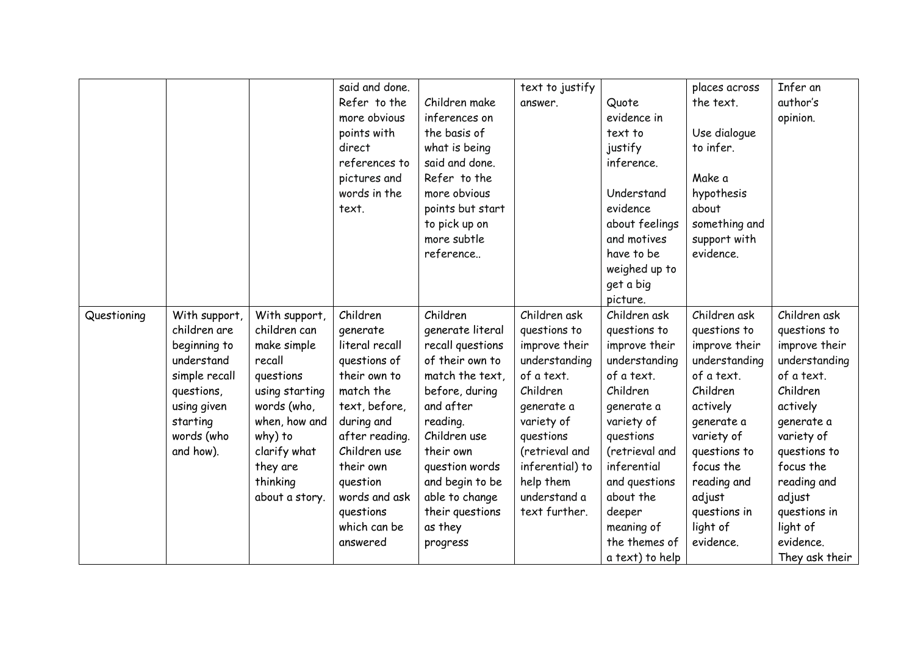| | | | | | | | | |
|---|---|---|---|---|---|---|---|---|
| | | | said and done. Refer to the more obvious points with direct references to pictures and words in the text. | Children make inferences on the basis of what is being said and done. Refer to the more obvious points but start to pick up on more subtle reference.. | text to justify answer. | Quote evidence in text to justify inference.<br><br>Understand evidence about feelings and motives have to be weighed up to get a big picture. | places across the text.<br><br>Use dialogue to infer.<br><br>Make a hypothesis about something and support with evidence. | Infer an author's opinion. |
| Questioning | With support, children are beginning to understand simple recall questions, using given starting words (who and how). | With support, children can make simple recall questions using starting words (who, when, how and why) to clarify what they are thinking about a story. | Children generate literal recall questions of their own to match the text, before, during and after reading. Children use their own question words and ask questions which can be answered | Children generate literal recall questions of their own to match the text, before, during and after reading. Children use their own question words and begin to be able to change their questions as they progress | Children ask questions to improve their understanding of a text. Children generate a variety of questions (retrieval and inferential) to help them understand a text further. | Children ask questions to improve their understanding of a text. Children generate a variety of questions (retrieval and inferential and questions about the deeper meaning of the themes of a text) to help | Children ask questions to improve their understanding of a text. Children actively generate a variety of questions to focus the reading and adjust questions in light of evidence. | Children ask questions to improve their understanding of a text. Children actively generate a variety of questions to focus the reading and adjust questions in light of evidence. They ask their |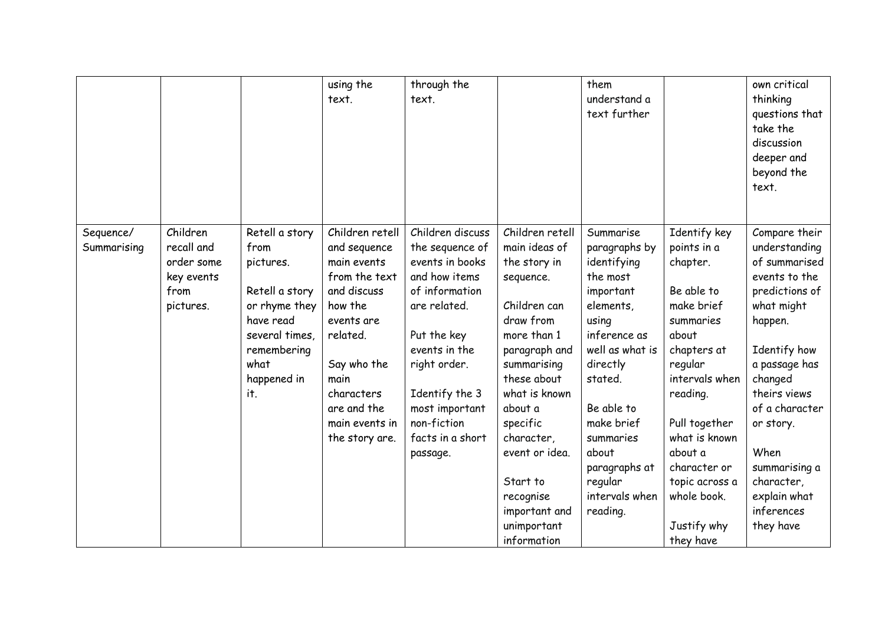| | | | | | | | | |
|---|---|---|---|---|---|---|---|---|
| | | | using the text. | through the text. | | them understand a text further | | own critical thinking questions that take the discussion deeper and beyond the text. |
| Sequence/ Summarising | Children recall and order some key events from pictures. | Retell a story from pictures.<br><br>Retell a story or rhyme they have read several times, remembering what happened in it. | Children retell and sequence main events from the text and discuss how the events are related.<br><br>Say who the main characters are and the main events in the story are. | Children discuss the sequence of events in books and how items of information are related.<br><br>Put the key events in the right order.<br><br>Identify the 3 most important non-fiction facts in a short passage. | Children retell main ideas of the story in sequence.<br><br>Children can draw from more than 1 paragraph and summarising these about what is known about a specific character, event or idea.<br><br>Start to recognise important and unimportant information | Summarise paragraphs by identifying the most important elements, using inference as well as what is directly stated.<br><br>Be able to make brief summaries about paragraphs at regular intervals when reading. | Identify key points in a chapter.<br><br>Be able to make brief summaries about chapters at regular intervals when reading.<br><br>Pull together what is known about a character or topic across a whole book.<br><br>Justify why they have | Compare their understanding of summarised events to the predictions of what might happen.<br><br>Identify how a passage has changed theirs views of a character or story.<br><br>When summarising a character, explain what inferences they have |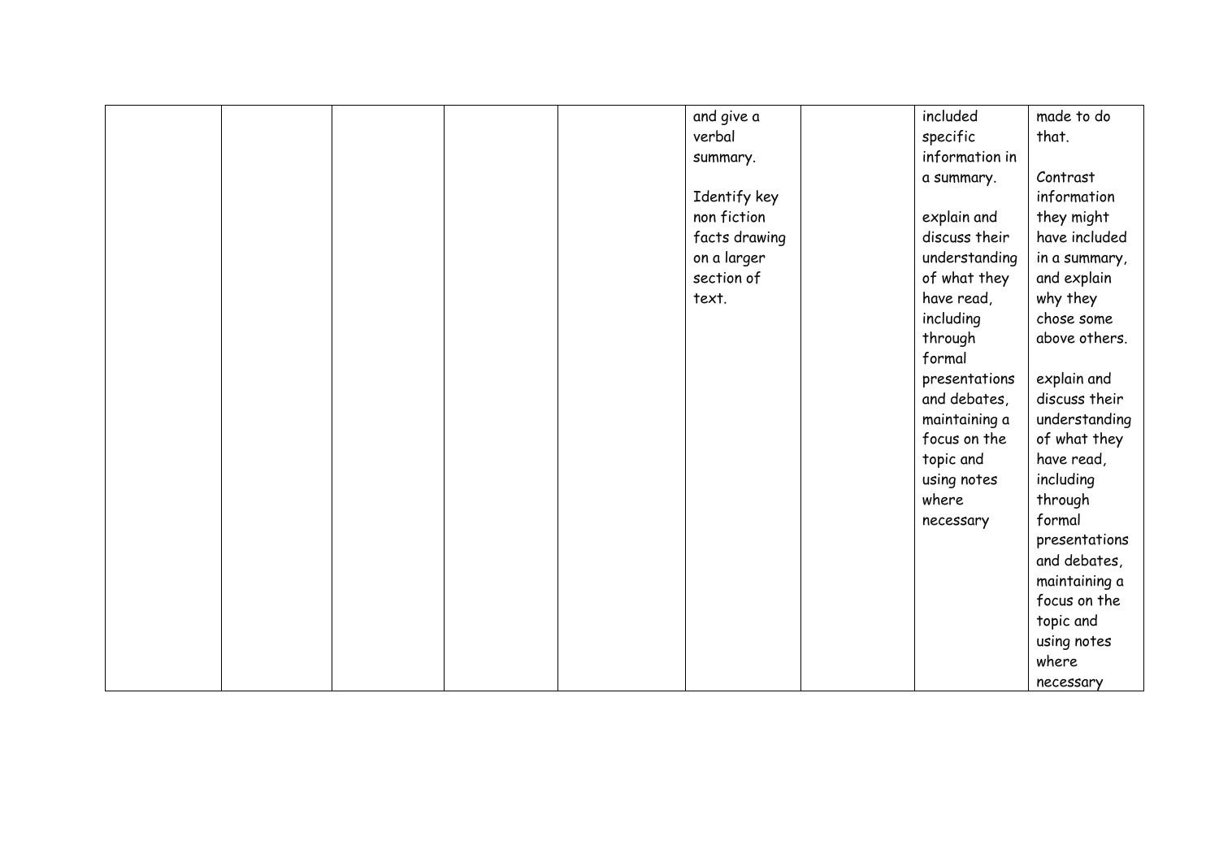| | | | | | | | | |
|---|---|---|---|---|---|---|---|---|
| | | | | | and give a verbal summary.<br><br>Identify key non fiction facts drawing on a larger section of text. | | included specific information in a summary.<br><br>explain and discuss their understanding of what they have read, including through formal presentations and debates, maintaining a focus on the topic and using notes where necessary | made to do that.<br><br>Contrast information they might have included in a summary, and explain why they chose some above others.<br><br>explain and discuss their understanding of what they have read, including through formal presentations and debates, maintaining a focus on the topic and using notes where necessary |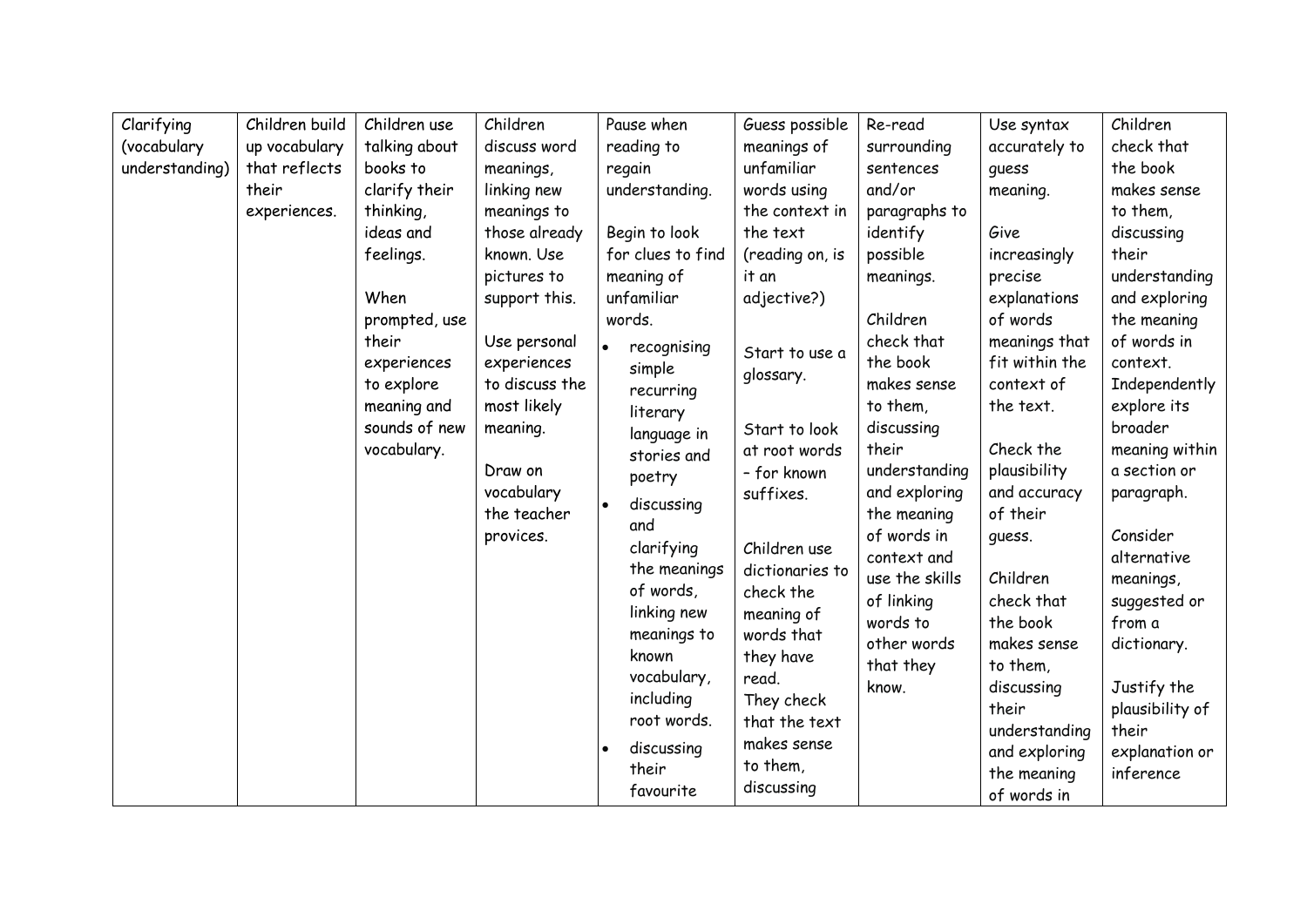| Clarifying (vocabulary understanding) | Children build up vocabulary that reflects their experiences. | Children use talking about books to clarify their thinking, ideas and feelings.<br><br>When prompted, use their experiences to explore meaning and sounds of new vocabulary. | Children discuss word meanings, linking new meanings to those already known. Use pictures to support this.<br><br>Use personal experiences to discuss the most likely meaning.<br><br>Draw on vocabulary the teacher provices. | Pause when reading to regain understanding.<br><br>Begin to look for clues to find meaning of unfamiliar words.<br>• recognising simple recurring literary language in stories and poetry<br>• discussing and clarifying the meanings of words, linking new meanings to known vocabulary, including root words.<br>• discussing their favourite | Guess possible meanings of unfamiliar words using the context in the text (reading on, is it an adjective?)<br><br>Start to use a glossary.<br><br>Start to look at root words – for known suffixes.<br><br>Children use dictionaries to check the meaning of words that they have read.<br>They check that the text makes sense to them, discussing | Re-read surrounding sentences and/or paragraphs to identify possible meanings.<br><br>Children check that the book makes sense to them, discussing their understanding and exploring the meaning of words in context and use the skills of linking words to other words that they know. | Use syntax accurately to guess meaning.<br><br>Give increasingly precise explanations of words meanings that fit within the context of the text.<br><br>Check the plausibility and accuracy of their guess.<br><br>Children check that the book makes sense to them, discussing their understanding and exploring the meaning of words in | Children check that the book makes sense to them, discussing their understanding and exploring the meaning of words in context. Independently explore its broader meaning within a section or paragraph.<br><br>Consider alternative meanings, suggested or from a dictionary.<br><br>Justify the plausibility of their explanation or inference |
|---|---|---|---|---|---|---|---|---|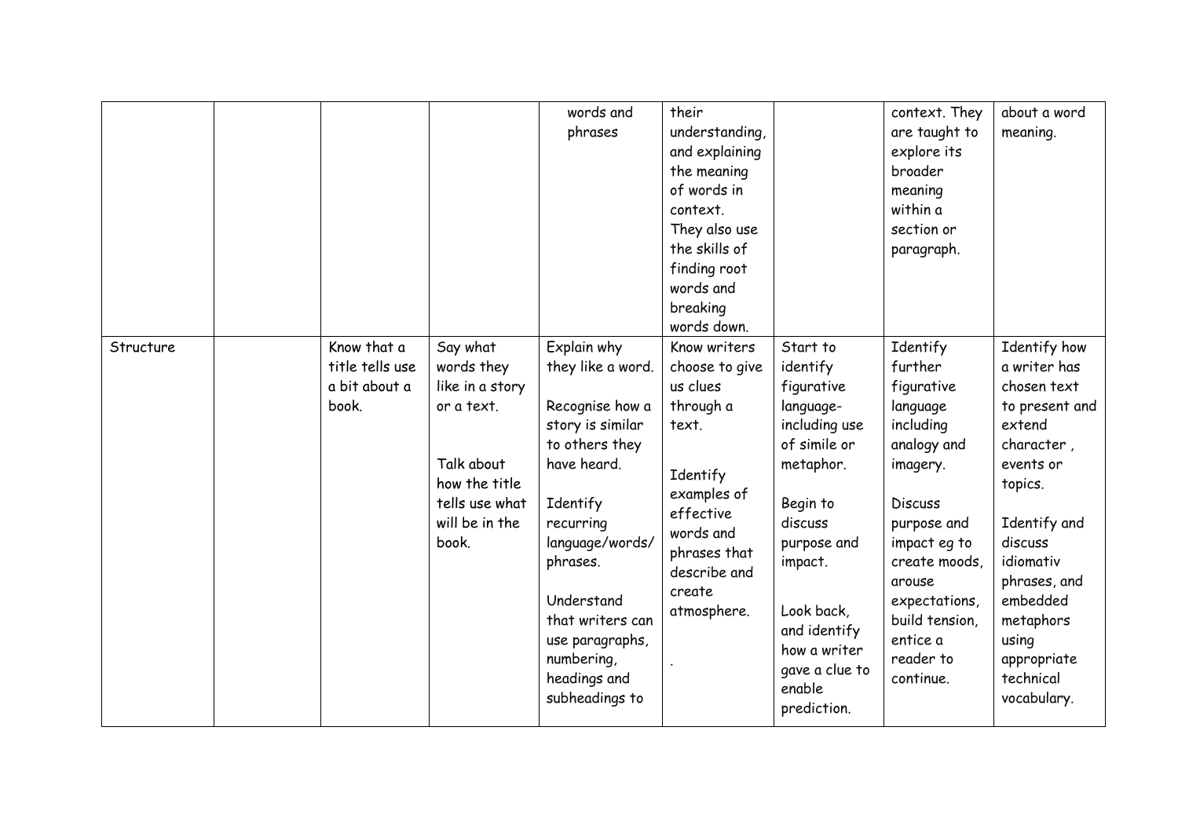| | | | | | | | | |
|---|---|---|---|---|---|---|---|---|
| | | | | words and phrases | their understanding, and explaining the meaning of words in context. They also use the skills of finding root words and breaking words down. | | context. They are taught to explore its broader meaning within a section or paragraph. | about a word meaning. |
| Structure | | Know that a title tells use a bit about a book. | Say what words they like in a story or a text. Talk about how the title tells use what will be in the book. | Explain why they like a word. Recognise how a story is similar to others they have heard. Identify recurring language/words/ phrases. Understand that writers can use paragraphs, numbering, headings and subheadings to | Know writers choose to give us clues through a text. Identify examples of effective words and phrases that describe and create atmosphere. . | Start to identify figurative language- including use of simile or metaphor. Begin to discuss purpose and impact. Look back, and identify how a writer gave a clue to enable prediction. | Identify further figurative language including analogy and imagery. Discuss purpose and impact eg to create moods, arouse expectations, build tension, entice a reader to continue. | Identify how a writer has chosen text to present and extend character , events or topics. Identify and discuss idiomativ phrases, and embedded metaphors using appropriate technical vocabulary. |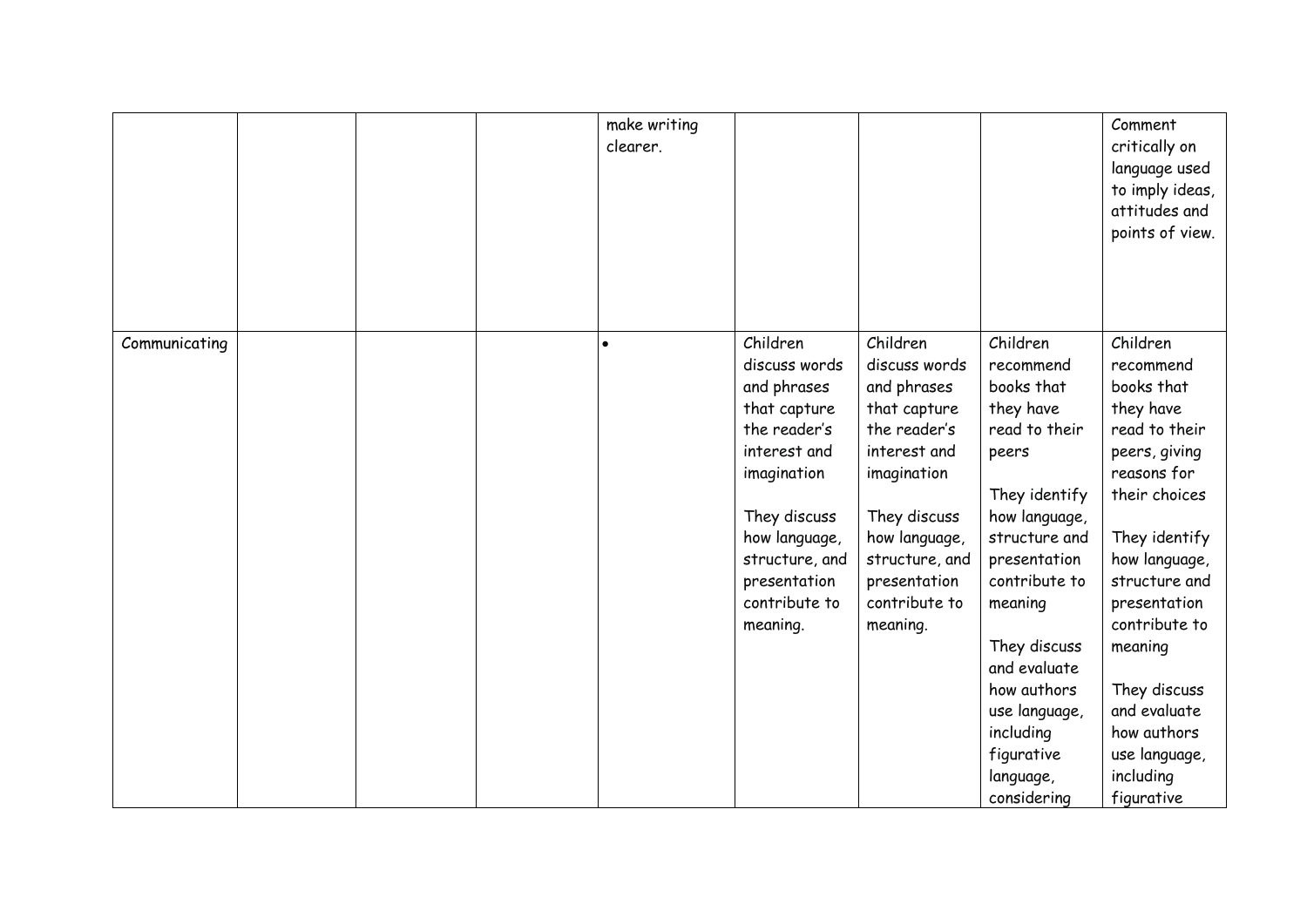| | | | | | | | | |
|---|---|---|---|---|---|---|---|---|
| | | | | make writing clearer. | | | | Comment critically on language used to imply ideas, attitudes and points of view. |
| Communicating | | | | • | Children discuss words and phrases that capture the reader's interest and imagination<br><br>They discuss how language, structure, and presentation contribute to meaning. | Children discuss words and phrases that capture the reader's interest and imagination<br><br>They discuss how language, structure, and presentation contribute to meaning. | Children recommend books that they have read to their peers<br><br>They identify how language, structure and presentation contribute to meaning<br><br>They discuss and evaluate how authors use language, including figurative language, considering | Children recommend books that they have read to their peers, giving reasons for their choices<br><br>They identify how language, structure and presentation contribute to meaning<br><br>They discuss and evaluate how authors use language, including figurative |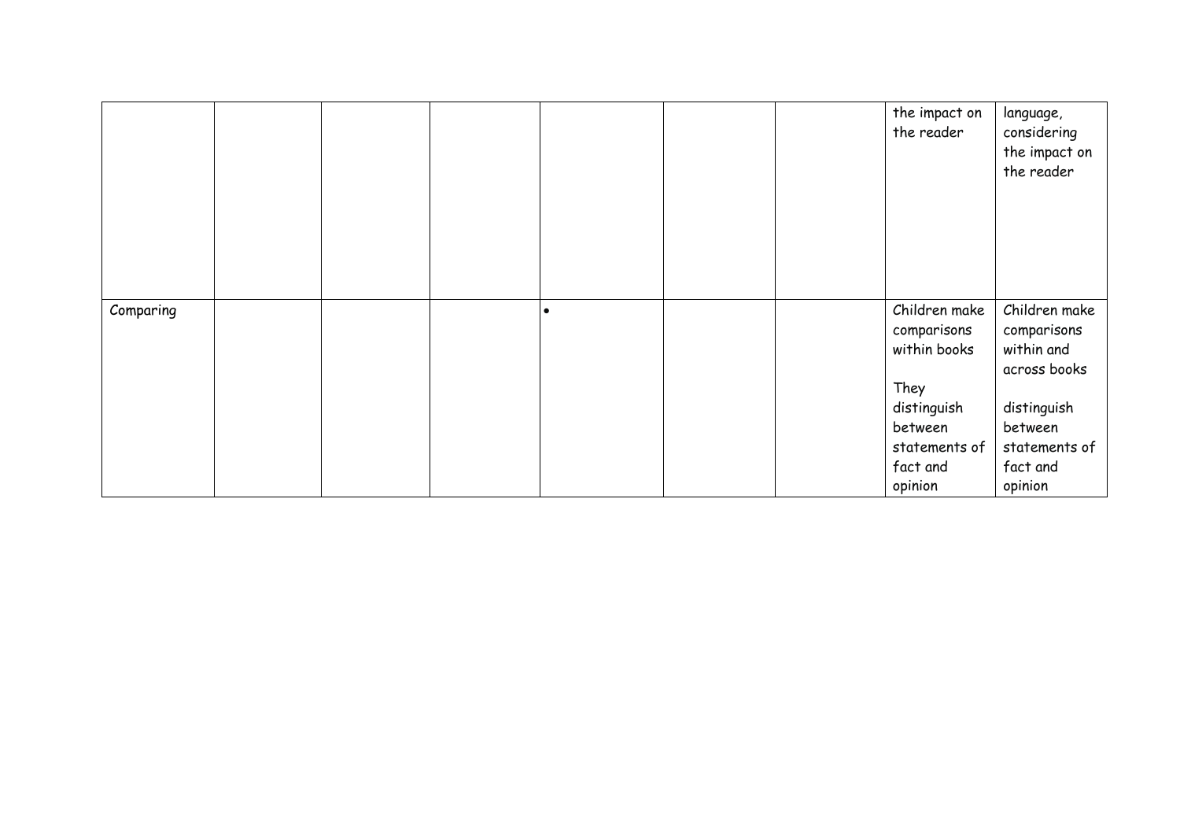| | | | | | | | | |
|---|---|---|---|---|---|---|---|---|
| | | | | | | | the impact on the reader | language, considering the impact on the reader |
| Comparing | | | | • | | | Children make comparisons within books<br><br>They distinguish between statements of fact and opinion | Children make comparisons within and across books<br><br>distinguish between statements of fact and opinion |